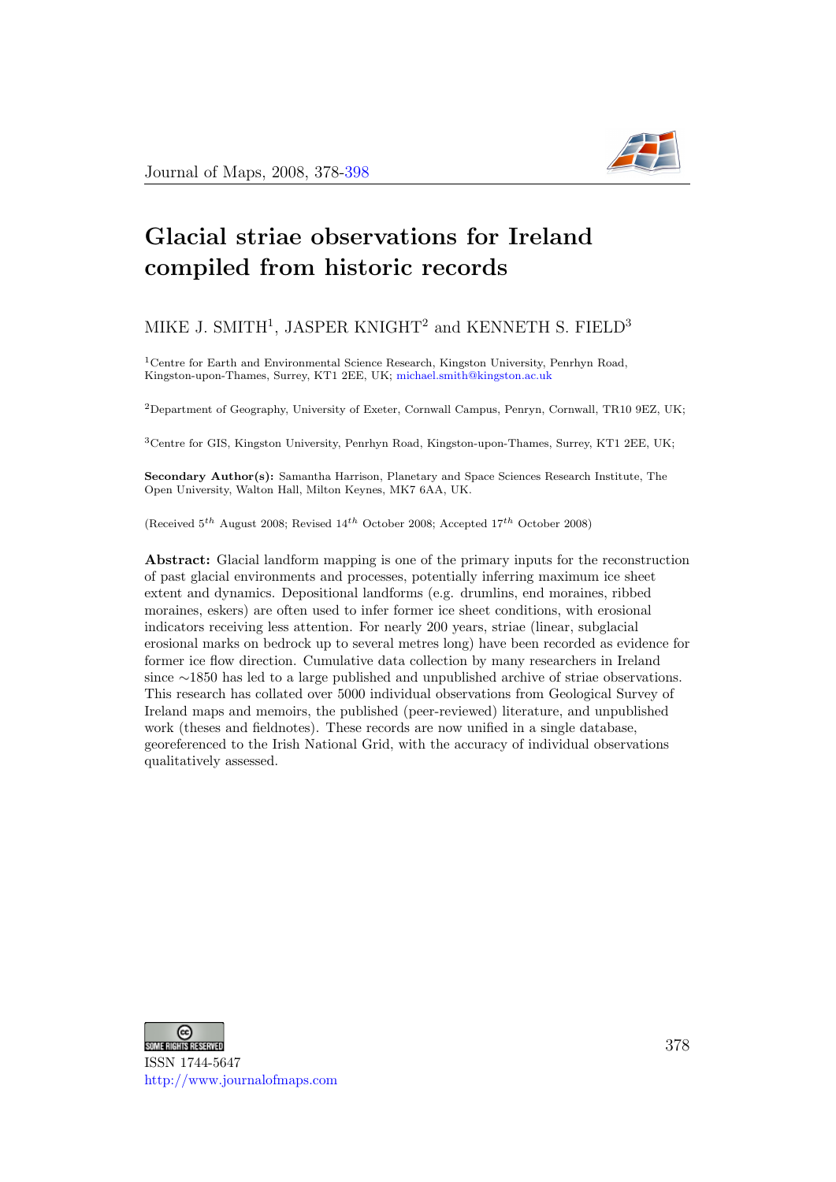# Glacial striae observations for Ireland compiled from historic records

MIKE J. SMITH[1], JASPER KNIGHT[2] and KENNETH S. FIELD[3]

[1]Centre for Earth and Environmental Science Research, Kingston University, Penrhyn Road, Kingston-upon-Thames, Surrey, KT1 2EE, UK; michael.smith@kingston.ac.uk

[2]Department of Geography, University of Exeter, Cornwall Campus, Penryn, Cornwall, TR10 9EZ, UK;

[3]Centre for GIS, Kingston University, Penrhyn Road, Kingston-upon-Thames, Surrey, KT1 2EE, UK;

**Secondary Author(s):** Samantha Harrison, Planetary and Space Sciences Research Institute, The Open University, Walton Hall, Milton Keynes, MK7 6AA, UK.

(Received 5[th] August 2008; Revised 14[th] October 2008; Accepted 17[th] October 2008)

**Abstract:** Glacial landform mapping is one of the primary inputs for the reconstruction of past glacial environments and processes, potentially inferring maximum ice sheet extent and dynamics. Depositional landforms (e.g. drumlins, end moraines, ribbed moraines, eskers) are often used to infer former ice sheet conditions, with erosional indicators receiving less attention. For nearly 200 years, striae (linear, subglacial erosional marks on bedrock up to several metres long) have been recorded as evidence for former ice flow direction. Cumulative data collection by many researchers in Ireland since ~1850 has led to a large published and unpublished archive of striae observations. This research has collated over 5000 individual observations from Geological Survey of Ireland maps and memoirs, the published (peer-reviewed) literature, and unpublished work (theses and fieldnotes). These records are now unified in a single database, georeferenced to the Irish National Grid, with the accuracy of individual observations qualitatively assessed.

ISSN 1744-5647
http://www.journalofmaps.com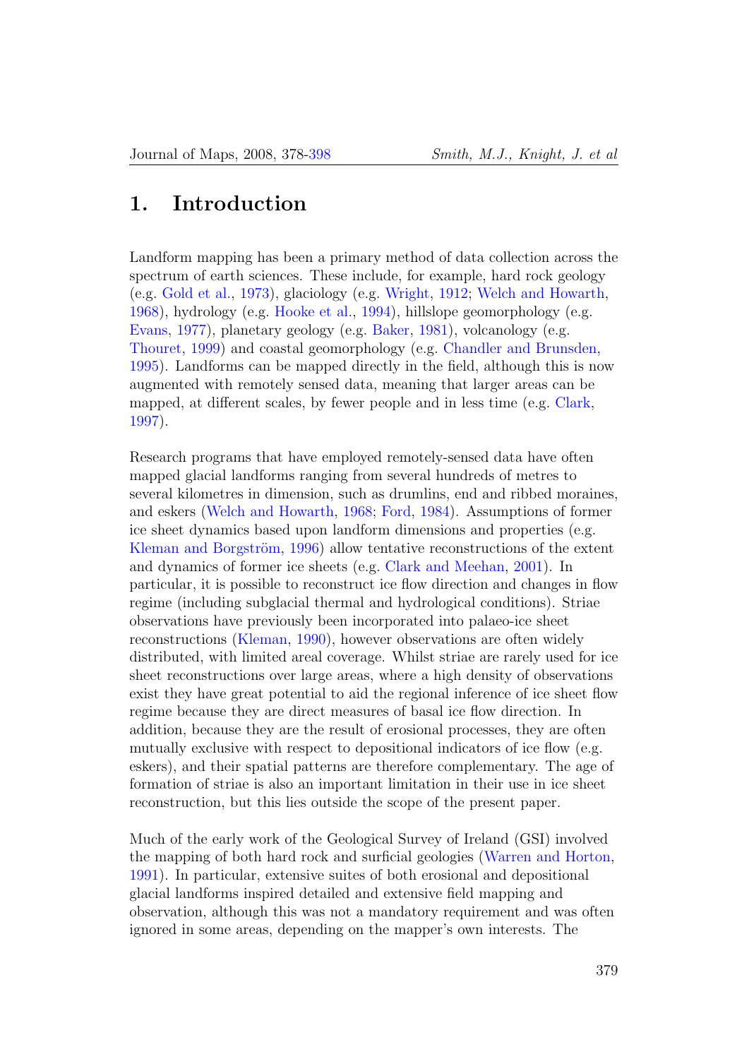# 1. Introduction

Landform mapping has been a primary method of data collection across the spectrum of earth sciences. These include, for example, hard rock geology (e.g. Gold et al., 1973), glaciology (e.g. Wright, 1912; Welch and Howarth, 1968), hydrology (e.g. Hooke et al., 1994), hillslope geomorphology (e.g. Evans, 1977), planetary geology (e.g. Baker, 1981), volcanology (e.g. Thouret, 1999) and coastal geomorphology (e.g. Chandler and Brunsden, 1995). Landforms can be mapped directly in the field, although this is now augmented with remotely sensed data, meaning that larger areas can be mapped, at different scales, by fewer people and in less time (e.g. Clark, 1997).

Research programs that have employed remotely-sensed data have often mapped glacial landforms ranging from several hundreds of metres to several kilometres in dimension, such as drumlins, end and ribbed moraines, and eskers (Welch and Howarth, 1968; Ford, 1984). Assumptions of former ice sheet dynamics based upon landform dimensions and properties (e.g. Kleman and Borgström, 1996) allow tentative reconstructions of the extent and dynamics of former ice sheets (e.g. Clark and Meehan, 2001). In particular, it is possible to reconstruct ice flow direction and changes in flow regime (including subglacial thermal and hydrological conditions). Striae observations have previously been incorporated into palaeo-ice sheet reconstructions (Kleman, 1990), however observations are often widely distributed, with limited areal coverage. Whilst striae are rarely used for ice sheet reconstructions over large areas, where a high density of observations exist they have great potential to aid the regional inference of ice sheet flow regime because they are direct measures of basal ice flow direction. In addition, because they are the result of erosional processes, they are often mutually exclusive with respect to depositional indicators of ice flow (e.g. eskers), and their spatial patterns are therefore complementary. The age of formation of striae is also an important limitation in their use in ice sheet reconstruction, but this lies outside the scope of the present paper.

Much of the early work of the Geological Survey of Ireland (GSI) involved the mapping of both hard rock and surficial geologies (Warren and Horton, 1991). In particular, extensive suites of both erosional and depositional glacial landforms inspired detailed and extensive field mapping and observation, although this was not a mandatory requirement and was often ignored in some areas, depending on the mapper's own interests. The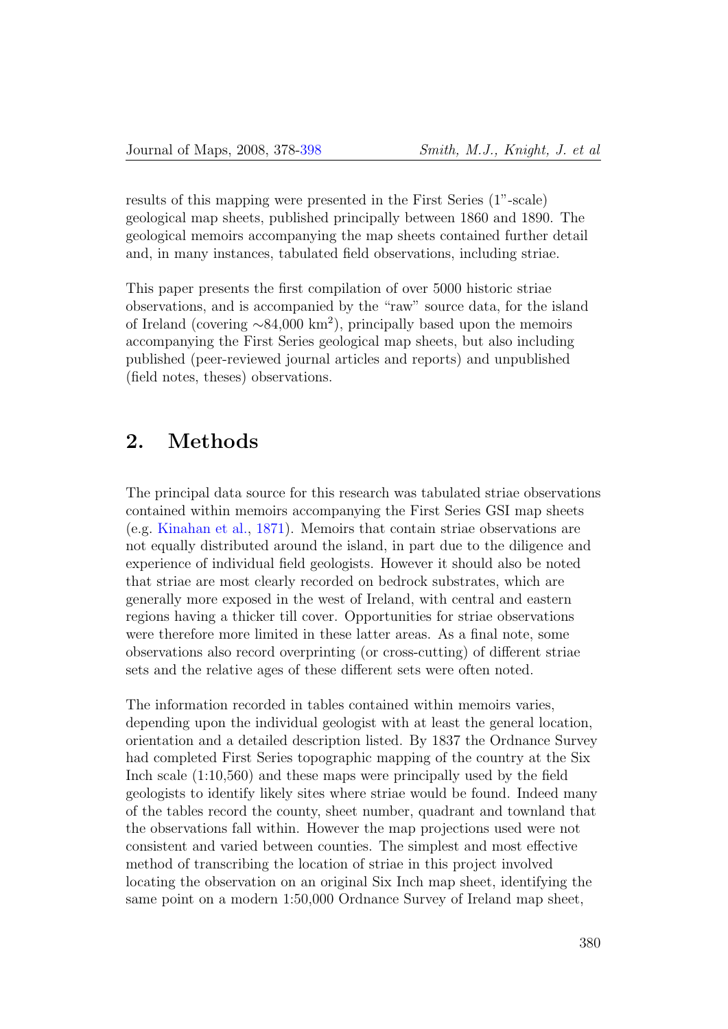results of this mapping were presented in the First Series (1"-scale) geological map sheets, published principally between 1860 and 1890. The geological memoirs accompanying the map sheets contained further detail and, in many instances, tabulated field observations, including striae.

This paper presents the first compilation of over 5000 historic striae observations, and is accompanied by the "raw" source data, for the island of Ireland (covering ~84,000 km$^2$), principally based upon the memoirs accompanying the First Series geological map sheets, but also including published (peer-reviewed journal articles and reports) and unpublished (field notes, theses) observations.

## 2. Methods

The principal data source for this research was tabulated striae observations contained within memoirs accompanying the First Series GSI map sheets (e.g. Kinahan et al., 1871). Memoirs that contain striae observations are not equally distributed around the island, in part due to the diligence and experience of individual field geologists. However it should also be noted that striae are most clearly recorded on bedrock substrates, which are generally more exposed in the west of Ireland, with central and eastern regions having a thicker till cover. Opportunities for striae observations were therefore more limited in these latter areas. As a final note, some observations also record overprinting (or cross-cutting) of different striae sets and the relative ages of these different sets were often noted.

The information recorded in tables contained within memoirs varies, depending upon the individual geologist with at least the general location, orientation and a detailed description listed. By 1837 the Ordnance Survey had completed First Series topographic mapping of the country at the Six Inch scale (1:10,560) and these maps were principally used by the field geologists to identify likely sites where striae would be found. Indeed many of the tables record the county, sheet number, quadrant and townland that the observations fall within. However the map projections used were not consistent and varied between counties. The simplest and most effective method of transcribing the location of striae in this project involved locating the observation on an original Six Inch map sheet, identifying the same point on a modern 1:50,000 Ordnance Survey of Ireland map sheet,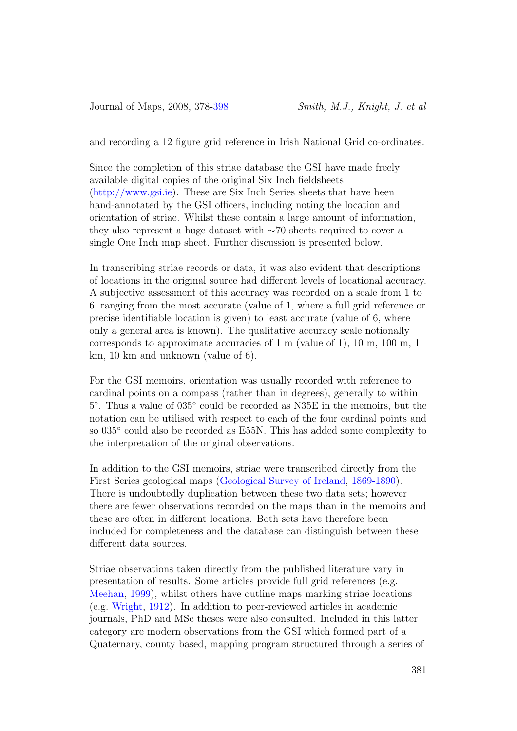and recording a 12 figure grid reference in Irish National Grid co-ordinates.

Since the completion of this striae database the GSI have made freely available digital copies of the original Six Inch fieldsheets (http://www.gsi.ie). These are Six Inch Series sheets that have been hand-annotated by the GSI officers, including noting the location and orientation of striae. Whilst these contain a large amount of information, they also represent a huge dataset with ∼70 sheets required to cover a single One Inch map sheet. Further discussion is presented below.

In transcribing striae records or data, it was also evident that descriptions of locations in the original source had different levels of locational accuracy. A subjective assessment of this accuracy was recorded on a scale from 1 to 6, ranging from the most accurate (value of 1, where a full grid reference or precise identifiable location is given) to least accurate (value of 6, where only a general area is known). The qualitative accuracy scale notionally corresponds to approximate accuracies of 1 m (value of 1), 10 m, 100 m, 1 km, 10 km and unknown (value of 6).

For the GSI memoirs, orientation was usually recorded with reference to cardinal points on a compass (rather than in degrees), generally to within 5°. Thus a value of 035° could be recorded as N35E in the memoirs, but the notation can be utilised with respect to each of the four cardinal points and so 035° could also be recorded as E55N. This has added some complexity to the interpretation of the original observations.

In addition to the GSI memoirs, striae were transcribed directly from the First Series geological maps (Geological Survey of Ireland, 1869-1890). There is undoubtedly duplication between these two data sets; however there are fewer observations recorded on the maps than in the memoirs and these are often in different locations. Both sets have therefore been included for completeness and the database can distinguish between these different data sources.

Striae observations taken directly from the published literature vary in presentation of results. Some articles provide full grid references (e.g. Meehan, 1999), whilst others have outline maps marking striae locations (e.g. Wright, 1912). In addition to peer-reviewed articles in academic journals, PhD and MSc theses were also consulted. Included in this latter category are modern observations from the GSI which formed part of a Quaternary, county based, mapping program structured through a series of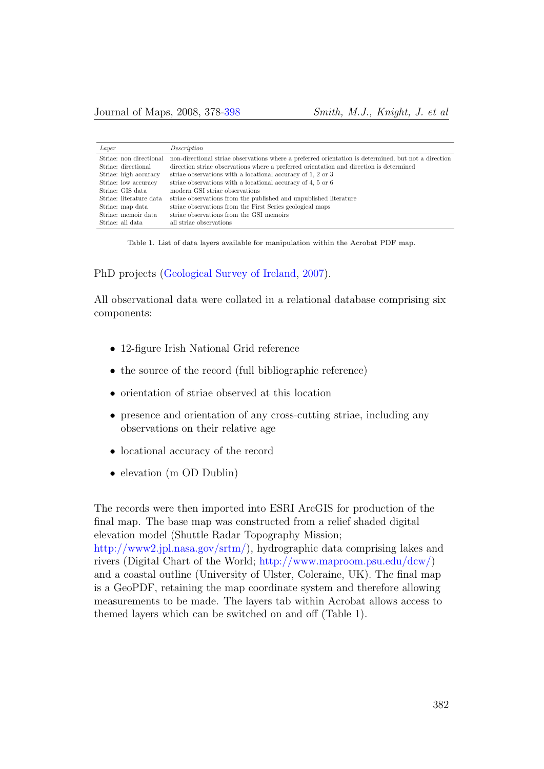| *Layer* | *Description* |
|---|---|
| Striae: non directional | non-directional striae observations where a preferred orientation is determined, but not a direction |
| Striae: directional | direction striae observations where a preferred orientation and direction is determined |
| Striae: high accuracy | striae observations with a locational accuracy of 1, 2 or 3 |
| Striae: low accuracy | striae observations with a locational accuracy of 4, 5 or 6 |
| Striae: GIS data | modern GSI striae observations |
| Striae: literature data | striae observations from the published and unpublished literature |
| Striae: map data | striae observations from the First Series geological maps |
| Striae: memoir data | striae observations from the GSI memoirs |
| Striae: all data | all striae observations |

Table 1. List of data layers available for manipulation within the Acrobat PDF map.

PhD projects (Geological Survey of Ireland, 2007).

All observational data were collated in a relational database comprising six components:

- 12-figure Irish National Grid reference
- the source of the record (full bibliographic reference)
- orientation of striae observed at this location
- presence and orientation of any cross-cutting striae, including any observations on their relative age
- locational accuracy of the record
- elevation (m OD Dublin)

The records were then imported into ESRI ArcGIS for production of the final map. The base map was constructed from a relief shaded digital elevation model (Shuttle Radar Topography Mission; http://www2.jpl.nasa.gov/srtm/), hydrographic data comprising lakes and rivers (Digital Chart of the World; http://www.maproom.psu.edu/dcw/) and a coastal outline (University of Ulster, Coleraine, UK). The final map is a GeoPDF, retaining the map coordinate system and therefore allowing measurements to be made. The layers tab within Acrobat allows access to themed layers which can be switched on and off (Table 1).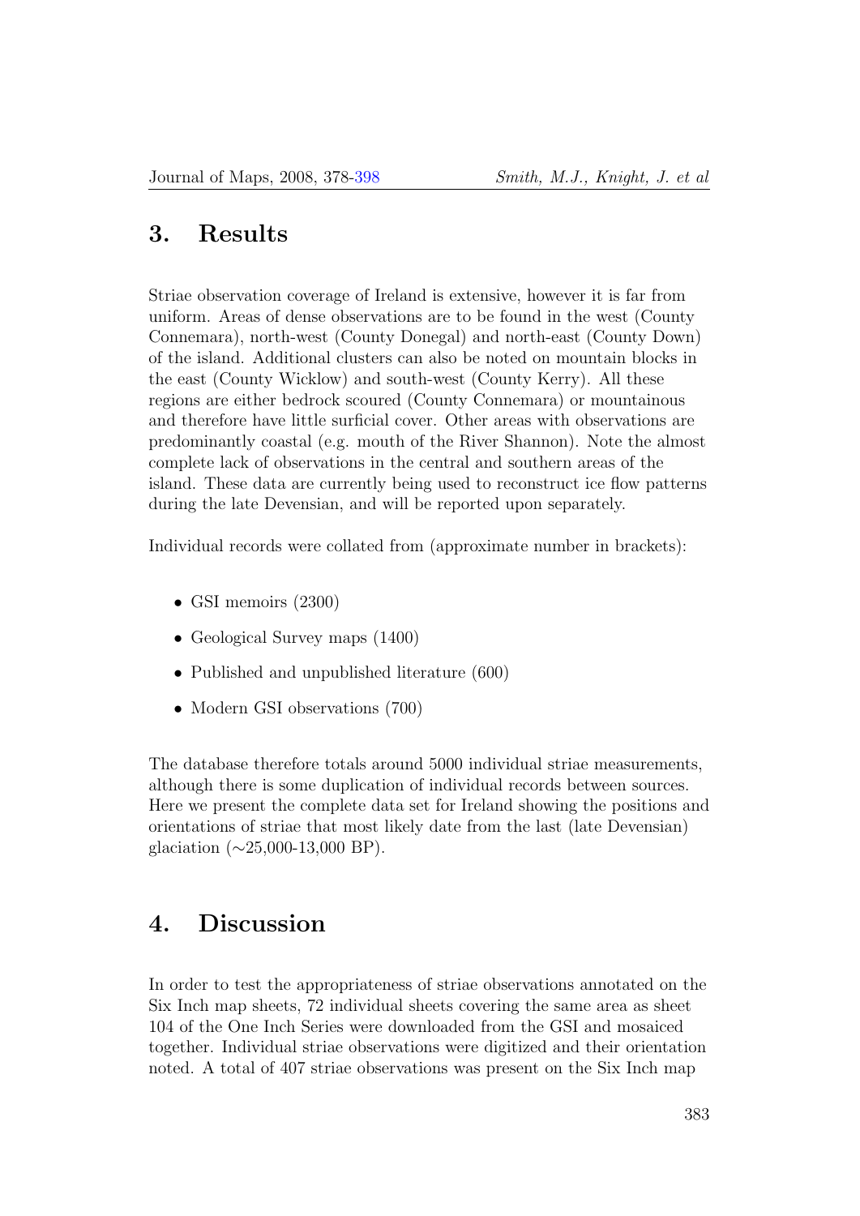## 3. Results

Striae observation coverage of Ireland is extensive, however it is far from uniform. Areas of dense observations are to be found in the west (County Connemara), north-west (County Donegal) and north-east (County Down) of the island. Additional clusters can also be noted on mountain blocks in the east (County Wicklow) and south-west (County Kerry). All these regions are either bedrock scoured (County Connemara) or mountainous and therefore have little surficial cover. Other areas with observations are predominantly coastal (e.g. mouth of the River Shannon). Note the almost complete lack of observations in the central and southern areas of the island. These data are currently being used to reconstruct ice flow patterns during the late Devensian, and will be reported upon separately.

Individual records were collated from (approximate number in brackets):

- GSI memoirs (2300)
- Geological Survey maps (1400)
- Published and unpublished literature (600)
- Modern GSI observations (700)

The database therefore totals around 5000 individual striae measurements, although there is some duplication of individual records between sources. Here we present the complete data set for Ireland showing the positions and orientations of striae that most likely date from the last (late Devensian) glaciation (∼25,000-13,000 BP).

## 4. Discussion

In order to test the appropriateness of striae observations annotated on the Six Inch map sheets, 72 individual sheets covering the same area as sheet 104 of the One Inch Series were downloaded from the GSI and mosaiced together. Individual striae observations were digitized and their orientation noted. A total of 407 striae observations was present on the Six Inch map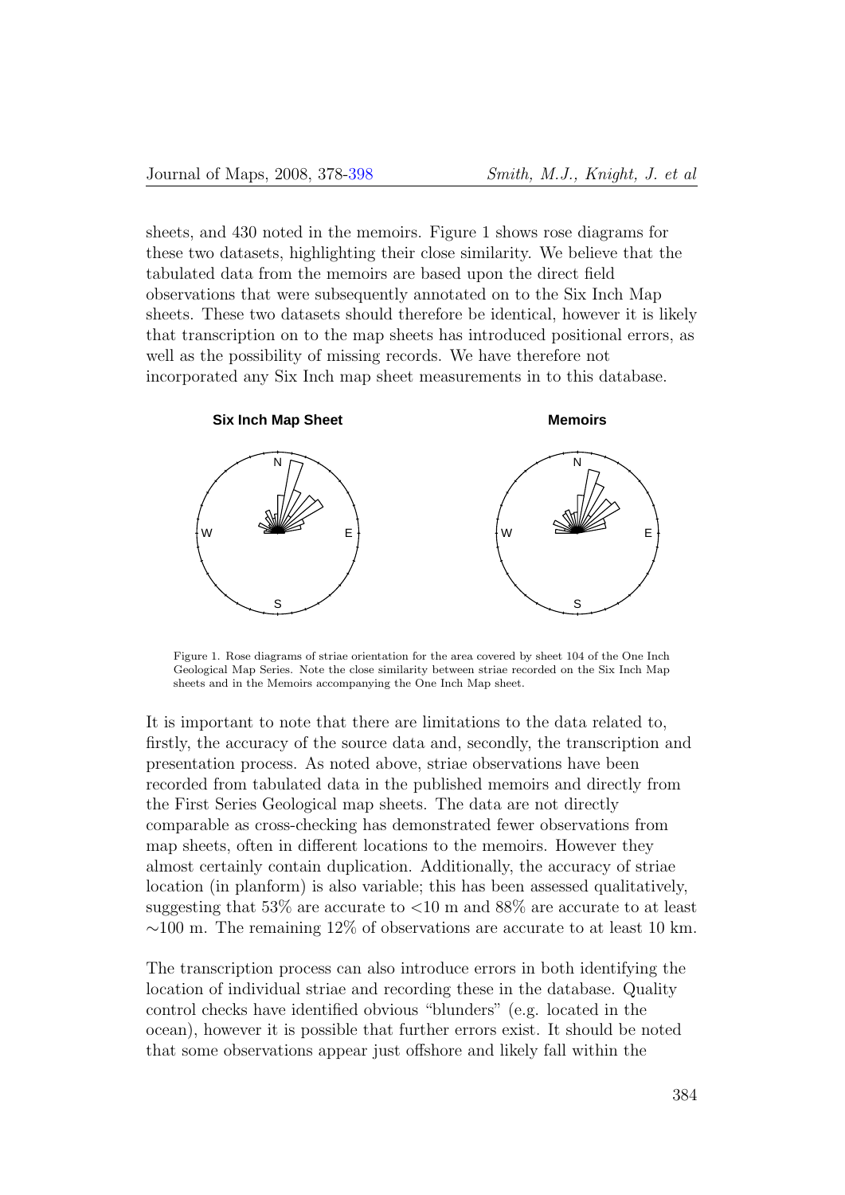sheets, and 430 noted in the memoirs. Figure 1 shows rose diagrams for these two datasets, highlighting their close similarity. We believe that the tabulated data from the memoirs are based upon the direct field observations that were subsequently annotated on to the Six Inch Map sheets. These two datasets should therefore be identical, however it is likely that transcription on to the map sheets has introduced positional errors, as well as the possibility of missing records. We have therefore not incorporated any Six Inch map sheet measurements in to this database.

Figure 1. Rose diagrams of striae orientation for the area covered by sheet 104 of the One Inch Geological Map Series. Note the close similarity between striae recorded on the Six Inch Map sheets and in the Memoirs accompanying the One Inch Map sheet.

It is important to note that there are limitations to the data related to, firstly, the accuracy of the source data and, secondly, the transcription and presentation process. As noted above, striae observations have been recorded from tabulated data in the published memoirs and directly from the First Series Geological map sheets. The data are not directly comparable as cross-checking has demonstrated fewer observations from map sheets, often in different locations to the memoirs. However they almost certainly contain duplication. Additionally, the accuracy of striae location (in planform) is also variable; this has been assessed qualitatively, suggesting that 53% are accurate to <10 m and 88% are accurate to at least ∼100 m. The remaining 12% of observations are accurate to at least 10 km.

The transcription process can also introduce errors in both identifying the location of individual striae and recording these in the database. Quality control checks have identified obvious "blunders" (e.g. located in the ocean), however it is possible that further errors exist. It should be noted that some observations appear just offshore and likely fall within the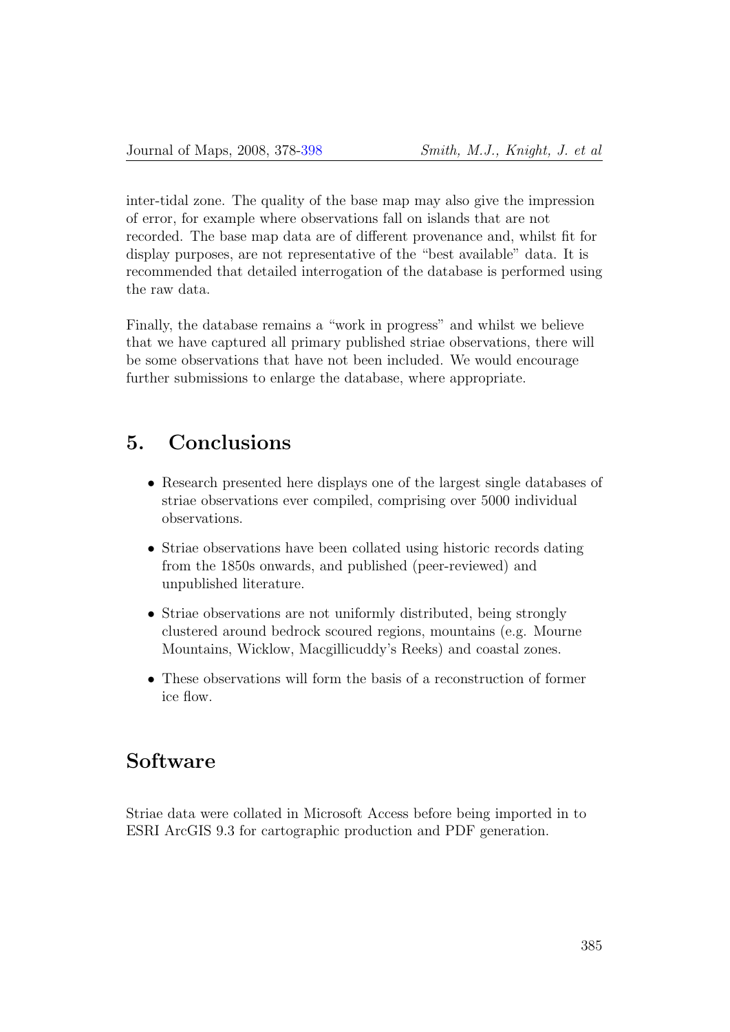inter-tidal zone. The quality of the base map may also give the impression of error, for example where observations fall on islands that are not recorded. The base map data are of different provenance and, whilst fit for display purposes, are not representative of the "best available" data. It is recommended that detailed interrogation of the database is performed using the raw data.

Finally, the database remains a "work in progress" and whilst we believe that we have captured all primary published striae observations, there will be some observations that have not been included. We would encourage further submissions to enlarge the database, where appropriate.

## 5. Conclusions

- Research presented here displays one of the largest single databases of striae observations ever compiled, comprising over 5000 individual observations.
- Striae observations have been collated using historic records dating from the 1850s onwards, and published (peer-reviewed) and unpublished literature.
- Striae observations are not uniformly distributed, being strongly clustered around bedrock scoured regions, mountains (e.g. Mourne Mountains, Wicklow, Macgillicuddy's Reeks) and coastal zones.
- These observations will form the basis of a reconstruction of former ice flow.

## Software

Striae data were collated in Microsoft Access before being imported in to ESRI ArcGIS 9.3 for cartographic production and PDF generation.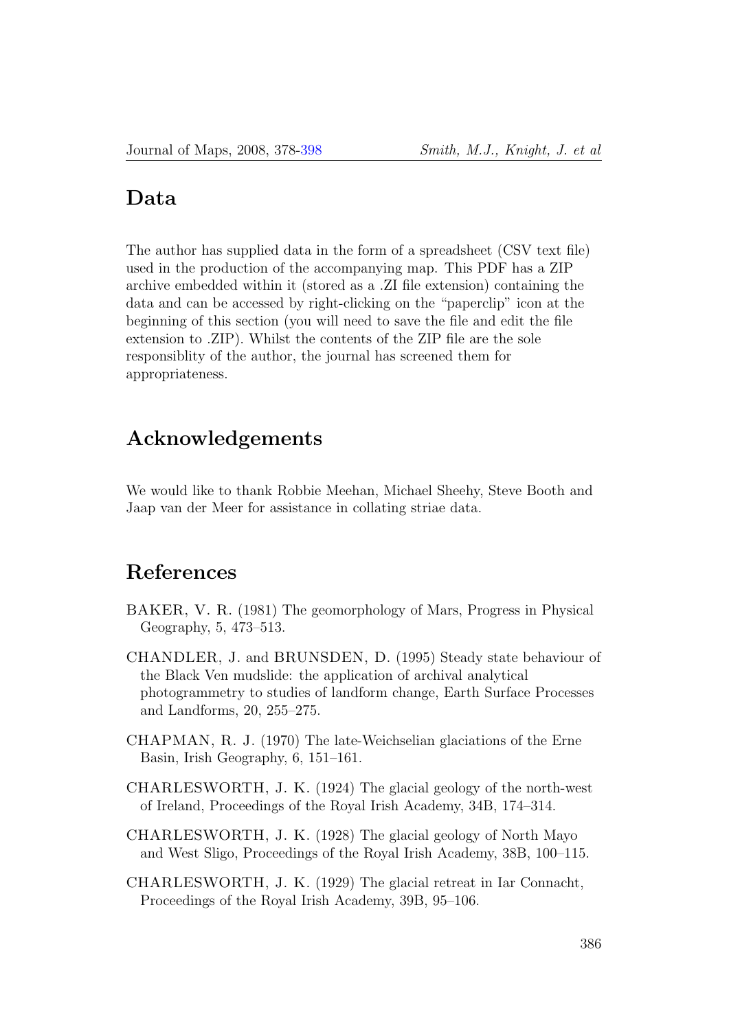## Data

The author has supplied data in the form of a spreadsheet (CSV text file) used in the production of the accompanying map. This PDF has a ZIP archive embedded within it (stored as a .ZI file extension) containing the data and can be accessed by right-clicking on the "paperclip" icon at the beginning of this section (you will need to save the file and edit the file extension to .ZIP). Whilst the contents of the ZIP file are the sole responsiblity of the author, the journal has screened them for appropriateness.

## Acknowledgements

We would like to thank Robbie Meehan, Michael Sheehy, Steve Booth and Jaap van der Meer for assistance in collating striae data.

## References

BAKER, V. R. (1981) The geomorphology of Mars, Progress in Physical Geography, 5, 473–513.

CHANDLER, J. and BRUNSDEN, D. (1995) Steady state behaviour of the Black Ven mudslide: the application of archival analytical photogrammetry to studies of landform change, Earth Surface Processes and Landforms, 20, 255–275.

CHAPMAN, R. J. (1970) The late-Weichselian glaciations of the Erne Basin, Irish Geography, 6, 151–161.

CHARLESWORTH, J. K. (1924) The glacial geology of the north-west of Ireland, Proceedings of the Royal Irish Academy, 34B, 174–314.

CHARLESWORTH, J. K. (1928) The glacial geology of North Mayo and West Sligo, Proceedings of the Royal Irish Academy, 38B, 100–115.

CHARLESWORTH, J. K. (1929) The glacial retreat in Iar Connacht, Proceedings of the Royal Irish Academy, 39B, 95–106.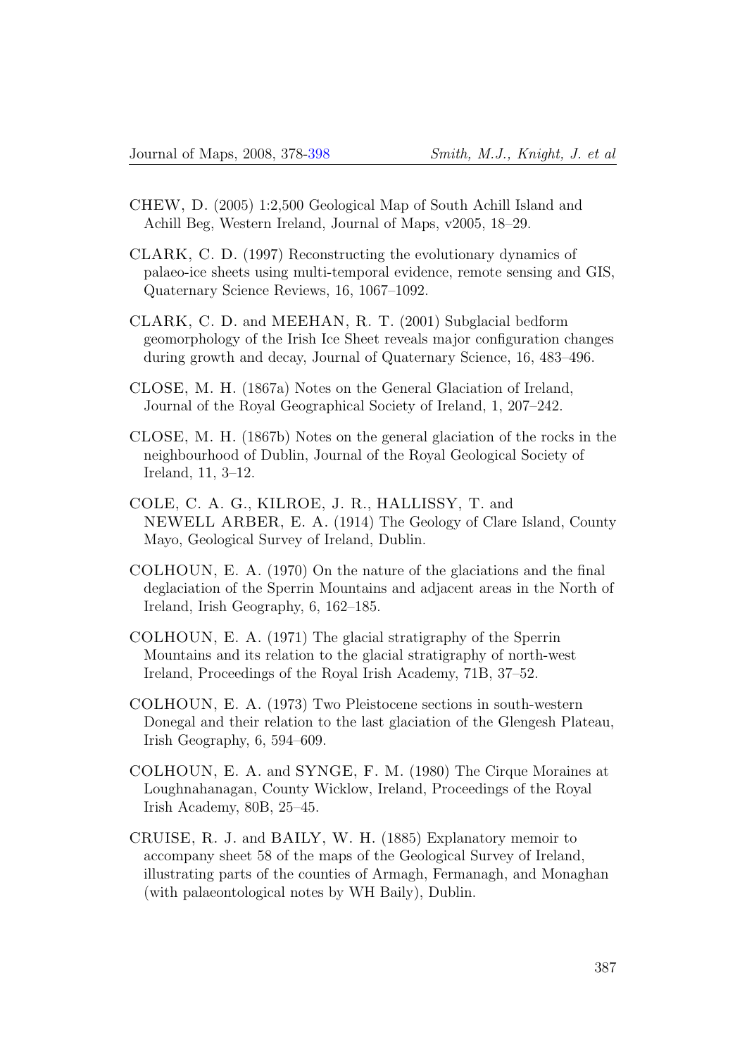CHEW, D. (2005) 1:2,500 Geological Map of South Achill Island and Achill Beg, Western Ireland, Journal of Maps, v2005, 18–29.

CLARK, C. D. (1997) Reconstructing the evolutionary dynamics of palaeo-ice sheets using multi-temporal evidence, remote sensing and GIS, Quaternary Science Reviews, 16, 1067–1092.

CLARK, C. D. and MEEHAN, R. T. (2001) Subglacial bedform geomorphology of the Irish Ice Sheet reveals major configuration changes during growth and decay, Journal of Quaternary Science, 16, 483–496.

CLOSE, M. H. (1867a) Notes on the General Glaciation of Ireland, Journal of the Royal Geographical Society of Ireland, 1, 207–242.

CLOSE, M. H. (1867b) Notes on the general glaciation of the rocks in the neighbourhood of Dublin, Journal of the Royal Geological Society of Ireland, 11, 3–12.

COLE, C. A. G., KILROE, J. R., HALLISSY, T. and NEWELL ARBER, E. A. (1914) The Geology of Clare Island, County Mayo, Geological Survey of Ireland, Dublin.

COLHOUN, E. A. (1970) On the nature of the glaciations and the final deglaciation of the Sperrin Mountains and adjacent areas in the North of Ireland, Irish Geography, 6, 162–185.

COLHOUN, E. A. (1971) The glacial stratigraphy of the Sperrin Mountains and its relation to the glacial stratigraphy of north-west Ireland, Proceedings of the Royal Irish Academy, 71B, 37–52.

COLHOUN, E. A. (1973) Two Pleistocene sections in south-western Donegal and their relation to the last glaciation of the Glengesh Plateau, Irish Geography, 6, 594–609.

COLHOUN, E. A. and SYNGE, F. M. (1980) The Cirque Moraines at Loughnahanagan, County Wicklow, Ireland, Proceedings of the Royal Irish Academy, 80B, 25–45.

CRUISE, R. J. and BAILY, W. H. (1885) Explanatory memoir to accompany sheet 58 of the maps of the Geological Survey of Ireland, illustrating parts of the counties of Armagh, Fermanagh, and Monaghan (with palaeontological notes by WH Baily), Dublin.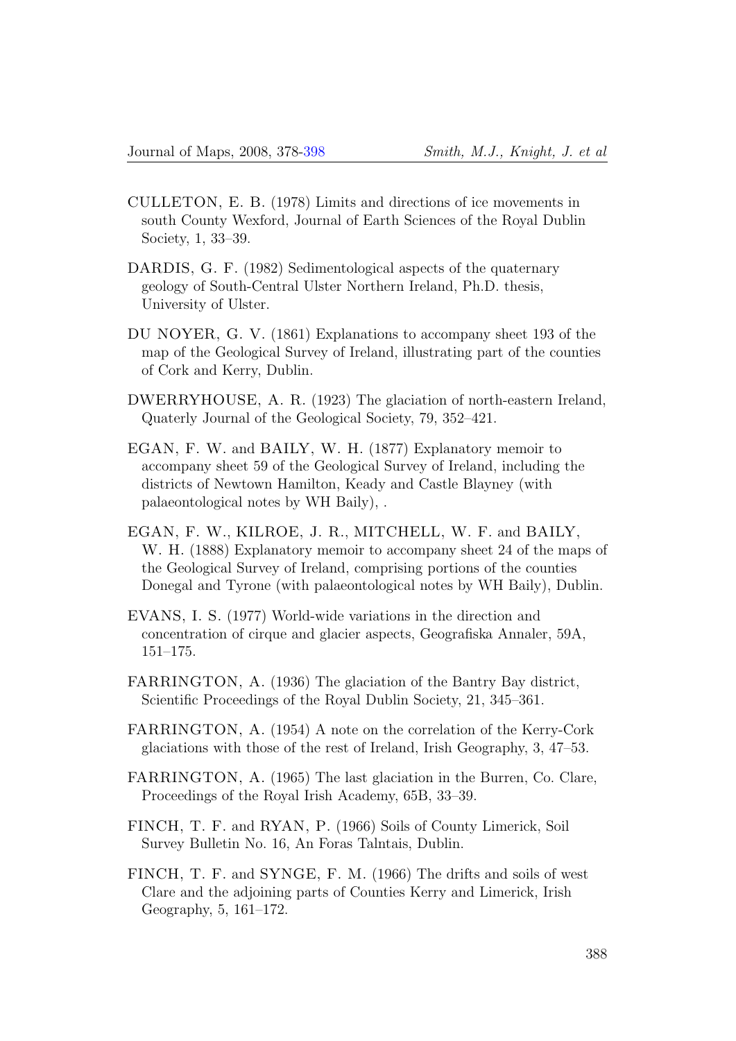CULLETON, E. B. (1978) Limits and directions of ice movements in south County Wexford, Journal of Earth Sciences of the Royal Dublin Society, 1, 33–39.

DARDIS, G. F. (1982) Sedimentological aspects of the quaternary geology of South-Central Ulster Northern Ireland, Ph.D. thesis, University of Ulster.

DU NOYER, G. V. (1861) Explanations to accompany sheet 193 of the map of the Geological Survey of Ireland, illustrating part of the counties of Cork and Kerry, Dublin.

DWERRYHOUSE, A. R. (1923) The glaciation of north-eastern Ireland, Quaterly Journal of the Geological Society, 79, 352–421.

EGAN, F. W. and BAILY, W. H. (1877) Explanatory memoir to accompany sheet 59 of the Geological Survey of Ireland, including the districts of Newtown Hamilton, Keady and Castle Blayney (with palaeontological notes by WH Baily), .

EGAN, F. W., KILROE, J. R., MITCHELL, W. F. and BAILY, W. H. (1888) Explanatory memoir to accompany sheet 24 of the maps of the Geological Survey of Ireland, comprising portions of the counties Donegal and Tyrone (with palaeontological notes by WH Baily), Dublin.

EVANS, I. S. (1977) World-wide variations in the direction and concentration of cirque and glacier aspects, Geografiska Annaler, 59A, 151–175.

FARRINGTON, A. (1936) The glaciation of the Bantry Bay district, Scientific Proceedings of the Royal Dublin Society, 21, 345–361.

FARRINGTON, A. (1954) A note on the correlation of the Kerry-Cork glaciations with those of the rest of Ireland, Irish Geography, 3, 47–53.

FARRINGTON, A. (1965) The last glaciation in the Burren, Co. Clare, Proceedings of the Royal Irish Academy, 65B, 33–39.

FINCH, T. F. and RYAN, P. (1966) Soils of County Limerick, Soil Survey Bulletin No. 16, An Foras Talntais, Dublin.

FINCH, T. F. and SYNGE, F. M. (1966) The drifts and soils of west Clare and the adjoining parts of Counties Kerry and Limerick, Irish Geography, 5, 161–172.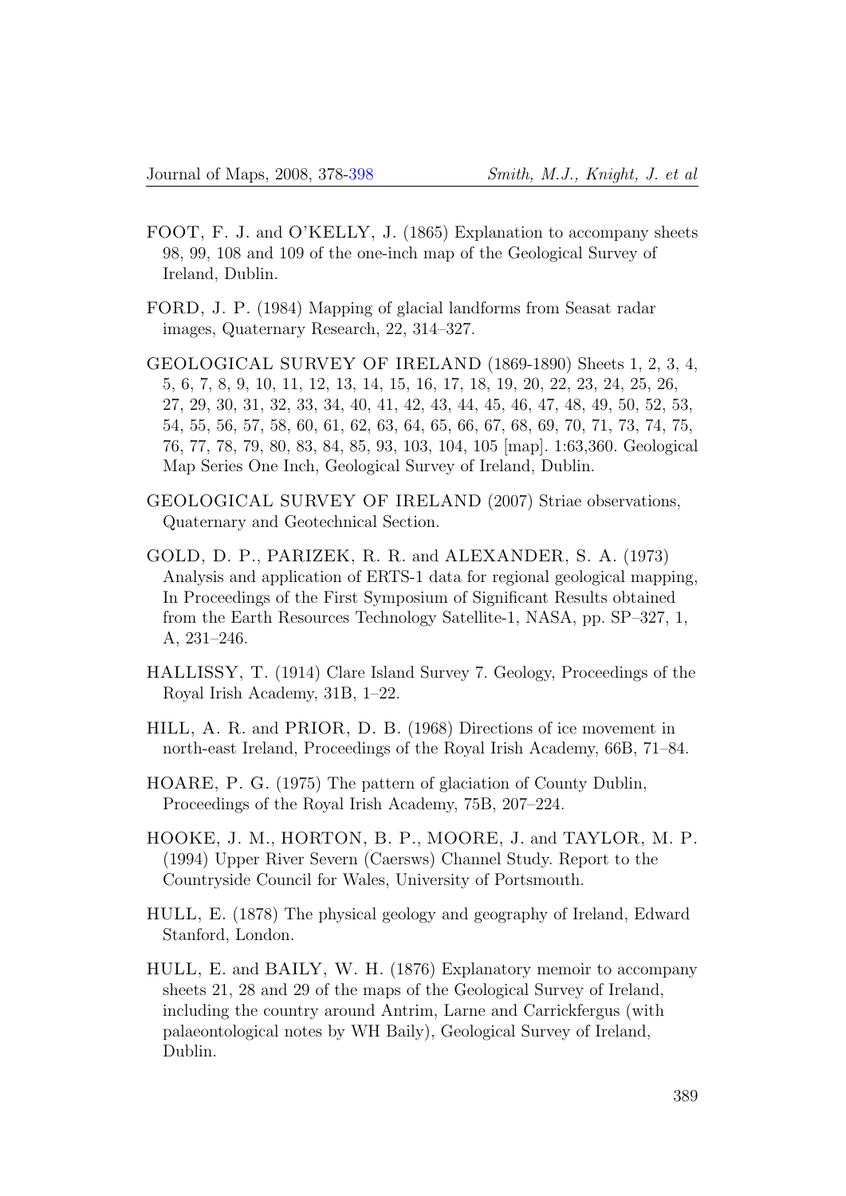FOOT, F. J. and O'KELLY, J. (1865) Explanation to accompany sheets 98, 99, 108 and 109 of the one-inch map of the Geological Survey of Ireland, Dublin.

FORD, J. P. (1984) Mapping of glacial landforms from Seasat radar images, Quaternary Research, 22, 314–327.

GEOLOGICAL SURVEY OF IRELAND (1869-1890) Sheets 1, 2, 3, 4, 5, 6, 7, 8, 9, 10, 11, 12, 13, 14, 15, 16, 17, 18, 19, 20, 22, 23, 24, 25, 26, 27, 29, 30, 31, 32, 33, 34, 40, 41, 42, 43, 44, 45, 46, 47, 48, 49, 50, 52, 53, 54, 55, 56, 57, 58, 60, 61, 62, 63, 64, 65, 66, 67, 68, 69, 70, 71, 73, 74, 75, 76, 77, 78, 79, 80, 83, 84, 85, 93, 103, 104, 105 [map]. 1:63,360. Geological Map Series One Inch, Geological Survey of Ireland, Dublin.

GEOLOGICAL SURVEY OF IRELAND (2007) Striae observations, Quaternary and Geotechnical Section.

GOLD, D. P., PARIZEK, R. R. and ALEXANDER, S. A. (1973) Analysis and application of ERTS-1 data for regional geological mapping, In Proceedings of the First Symposium of Significant Results obtained from the Earth Resources Technology Satellite-1, NASA, pp. SP–327, 1, A, 231–246.

HALLISSY, T. (1914) Clare Island Survey 7. Geology, Proceedings of the Royal Irish Academy, 31B, 1–22.

HILL, A. R. and PRIOR, D. B. (1968) Directions of ice movement in north-east Ireland, Proceedings of the Royal Irish Academy, 66B, 71–84.

HOARE, P. G. (1975) The pattern of glaciation of County Dublin, Proceedings of the Royal Irish Academy, 75B, 207–224.

HOOKE, J. M., HORTON, B. P., MOORE, J. and TAYLOR, M. P. (1994) Upper River Severn (Caersws) Channel Study. Report to the Countryside Council for Wales, University of Portsmouth.

HULL, E. (1878) The physical geology and geography of Ireland, Edward Stanford, London.

HULL, E. and BAILY, W. H. (1876) Explanatory memoir to accompany sheets 21, 28 and 29 of the maps of the Geological Survey of Ireland, including the country around Antrim, Larne and Carrickfergus (with palaeontological notes by WH Baily), Geological Survey of Ireland, Dublin.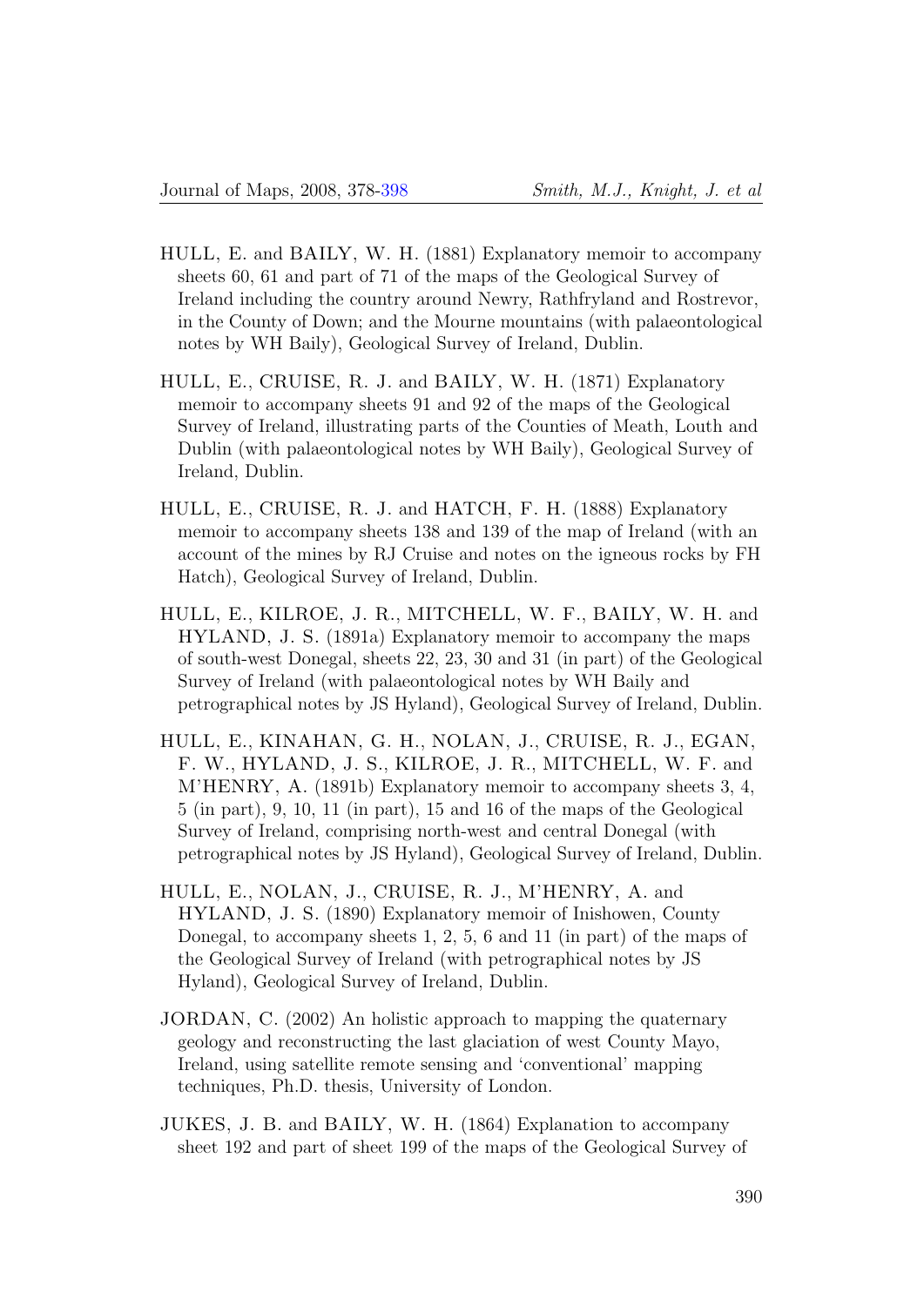HULL, E. and BAILY, W. H. (1881) Explanatory memoir to accompany sheets 60, 61 and part of 71 of the maps of the Geological Survey of Ireland including the country around Newry, Rathfryland and Rostrevor, in the County of Down; and the Mourne mountains (with palaeontological notes by WH Baily), Geological Survey of Ireland, Dublin.

HULL, E., CRUISE, R. J. and BAILY, W. H. (1871) Explanatory memoir to accompany sheets 91 and 92 of the maps of the Geological Survey of Ireland, illustrating parts of the Counties of Meath, Louth and Dublin (with palaeontological notes by WH Baily), Geological Survey of Ireland, Dublin.

HULL, E., CRUISE, R. J. and HATCH, F. H. (1888) Explanatory memoir to accompany sheets 138 and 139 of the map of Ireland (with an account of the mines by RJ Cruise and notes on the igneous rocks by FH Hatch), Geological Survey of Ireland, Dublin.

HULL, E., KILROE, J. R., MITCHELL, W. F., BAILY, W. H. and HYLAND, J. S. (1891a) Explanatory memoir to accompany the maps of south-west Donegal, sheets 22, 23, 30 and 31 (in part) of the Geological Survey of Ireland (with palaeontological notes by WH Baily and petrographical notes by JS Hyland), Geological Survey of Ireland, Dublin.

HULL, E., KINAHAN, G. H., NOLAN, J., CRUISE, R. J., EGAN, F. W., HYLAND, J. S., KILROE, J. R., MITCHELL, W. F. and M'HENRY, A. (1891b) Explanatory memoir to accompany sheets 3, 4, 5 (in part), 9, 10, 11 (in part), 15 and 16 of the maps of the Geological Survey of Ireland, comprising north-west and central Donegal (with petrographical notes by JS Hyland), Geological Survey of Ireland, Dublin.

HULL, E., NOLAN, J., CRUISE, R. J., M'HENRY, A. and HYLAND, J. S. (1890) Explanatory memoir of Inishowen, County Donegal, to accompany sheets 1, 2, 5, 6 and 11 (in part) of the maps of the Geological Survey of Ireland (with petrographical notes by JS Hyland), Geological Survey of Ireland, Dublin.

JORDAN, C. (2002) An holistic approach to mapping the quaternary geology and reconstructing the last glaciation of west County Mayo, Ireland, using satellite remote sensing and 'conventional' mapping techniques, Ph.D. thesis, University of London.

JUKES, J. B. and BAILY, W. H. (1864) Explanation to accompany sheet 192 and part of sheet 199 of the maps of the Geological Survey of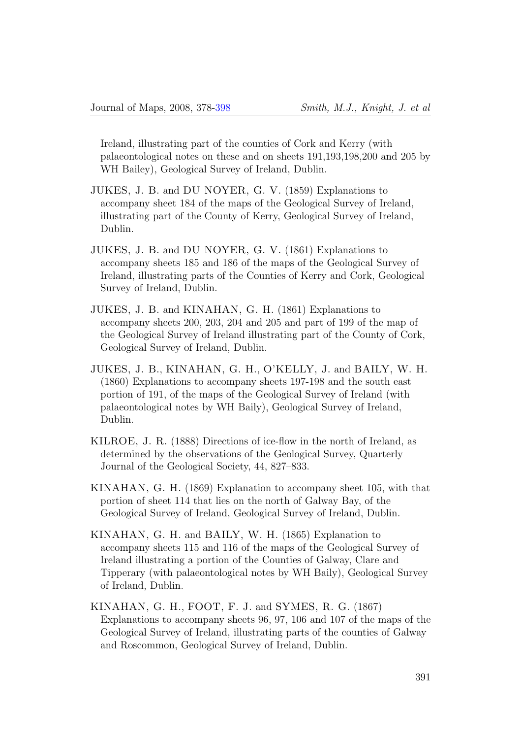Ireland, illustrating part of the counties of Cork and Kerry (with palaeontological notes on these and on sheets 191,193,198,200 and 205 by WH Bailey), Geological Survey of Ireland, Dublin.

JUKES, J. B. and DU NOYER, G. V. (1859) Explanations to accompany sheet 184 of the maps of the Geological Survey of Ireland, illustrating part of the County of Kerry, Geological Survey of Ireland, Dublin.

JUKES, J. B. and DU NOYER, G. V. (1861) Explanations to accompany sheets 185 and 186 of the maps of the Geological Survey of Ireland, illustrating parts of the Counties of Kerry and Cork, Geological Survey of Ireland, Dublin.

JUKES, J. B. and KINAHAN, G. H. (1861) Explanations to accompany sheets 200, 203, 204 and 205 and part of 199 of the map of the Geological Survey of Ireland illustrating part of the County of Cork, Geological Survey of Ireland, Dublin.

JUKES, J. B., KINAHAN, G. H., O'KELLY, J. and BAILY, W. H. (1860) Explanations to accompany sheets 197-198 and the south east portion of 191, of the maps of the Geological Survey of Ireland (with palaeontological notes by WH Baily), Geological Survey of Ireland, Dublin.

KILROE, J. R. (1888) Directions of ice-flow in the north of Ireland, as determined by the observations of the Geological Survey, Quarterly Journal of the Geological Society, 44, 827–833.

KINAHAN, G. H. (1869) Explanation to accompany sheet 105, with that portion of sheet 114 that lies on the north of Galway Bay, of the Geological Survey of Ireland, Geological Survey of Ireland, Dublin.

KINAHAN, G. H. and BAILY, W. H. (1865) Explanation to accompany sheets 115 and 116 of the maps of the Geological Survey of Ireland illustrating a portion of the Counties of Galway, Clare and Tipperary (with palaeontological notes by WH Baily), Geological Survey of Ireland, Dublin.

KINAHAN, G. H., FOOT, F. J. and SYMES, R. G. (1867) Explanations to accompany sheets 96, 97, 106 and 107 of the maps of the Geological Survey of Ireland, illustrating parts of the counties of Galway and Roscommon, Geological Survey of Ireland, Dublin.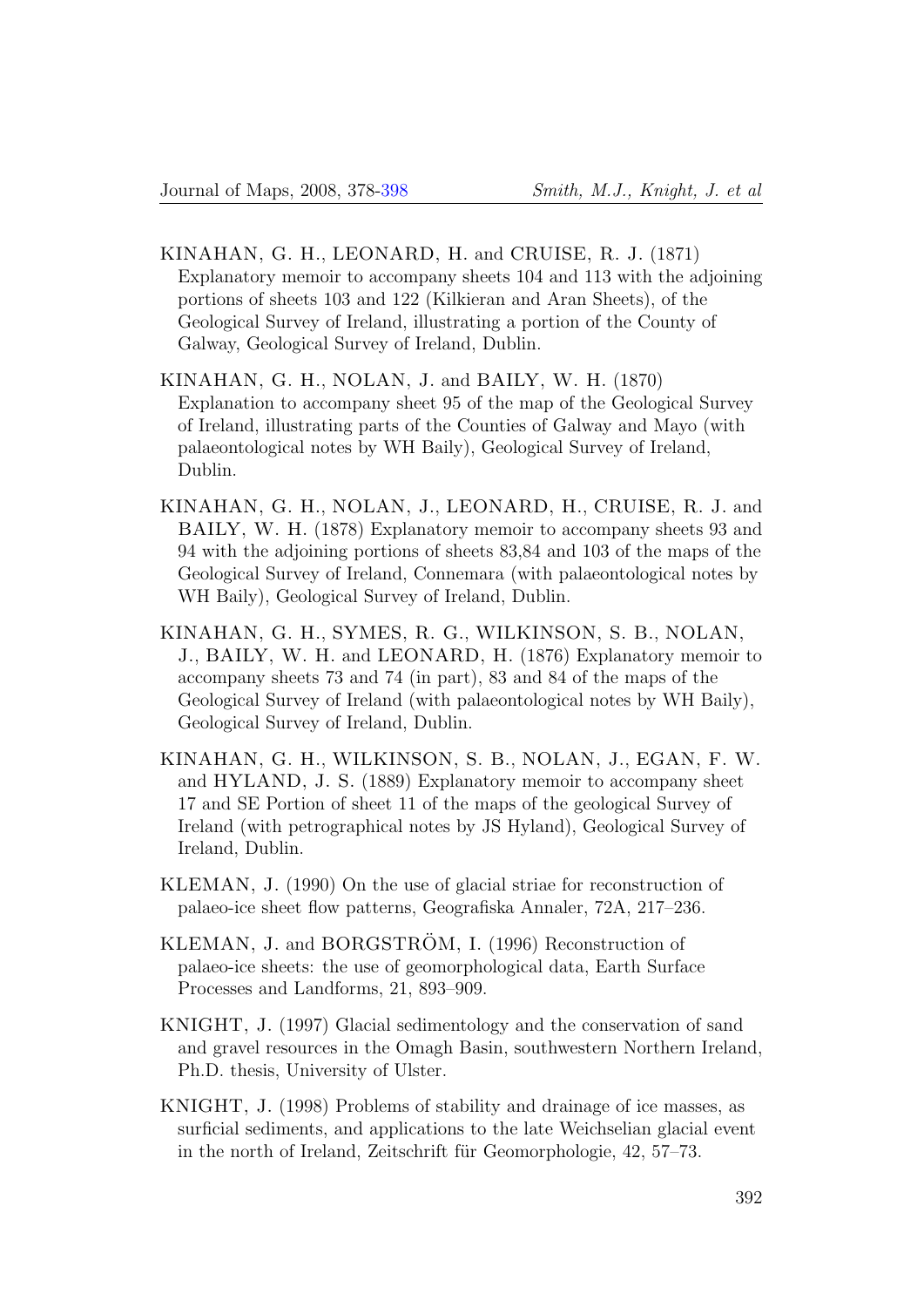KINAHAN, G. H., LEONARD, H. and CRUISE, R. J. (1871) Explanatory memoir to accompany sheets 104 and 113 with the adjoining portions of sheets 103 and 122 (Kilkieran and Aran Sheets), of the Geological Survey of Ireland, illustrating a portion of the County of Galway, Geological Survey of Ireland, Dublin.

KINAHAN, G. H., NOLAN, J. and BAILY, W. H. (1870) Explanation to accompany sheet 95 of the map of the Geological Survey of Ireland, illustrating parts of the Counties of Galway and Mayo (with palaeontological notes by WH Baily), Geological Survey of Ireland, Dublin.

KINAHAN, G. H., NOLAN, J., LEONARD, H., CRUISE, R. J. and BAILY, W. H. (1878) Explanatory memoir to accompany sheets 93 and 94 with the adjoining portions of sheets 83,84 and 103 of the maps of the Geological Survey of Ireland, Connemara (with palaeontological notes by WH Baily), Geological Survey of Ireland, Dublin.

KINAHAN, G. H., SYMES, R. G., WILKINSON, S. B., NOLAN, J., BAILY, W. H. and LEONARD, H. (1876) Explanatory memoir to accompany sheets 73 and 74 (in part), 83 and 84 of the maps of the Geological Survey of Ireland (with palaeontological notes by WH Baily), Geological Survey of Ireland, Dublin.

KINAHAN, G. H., WILKINSON, S. B., NOLAN, J., EGAN, F. W. and HYLAND, J. S. (1889) Explanatory memoir to accompany sheet 17 and SE Portion of sheet 11 of the maps of the geological Survey of Ireland (with petrographical notes by JS Hyland), Geological Survey of Ireland, Dublin.

KLEMAN, J. (1990) On the use of glacial striae for reconstruction of palaeo-ice sheet flow patterns, Geografiska Annaler, 72A, 217–236.

KLEMAN, J. and BORGSTRÖM, I. (1996) Reconstruction of palaeo-ice sheets: the use of geomorphological data, Earth Surface Processes and Landforms, 21, 893–909.

KNIGHT, J. (1997) Glacial sedimentology and the conservation of sand and gravel resources in the Omagh Basin, southwestern Northern Ireland, Ph.D. thesis, University of Ulster.

KNIGHT, J. (1998) Problems of stability and drainage of ice masses, as surficial sediments, and applications to the late Weichselian glacial event in the north of Ireland, Zeitschrift für Geomorphologie, 42, 57–73.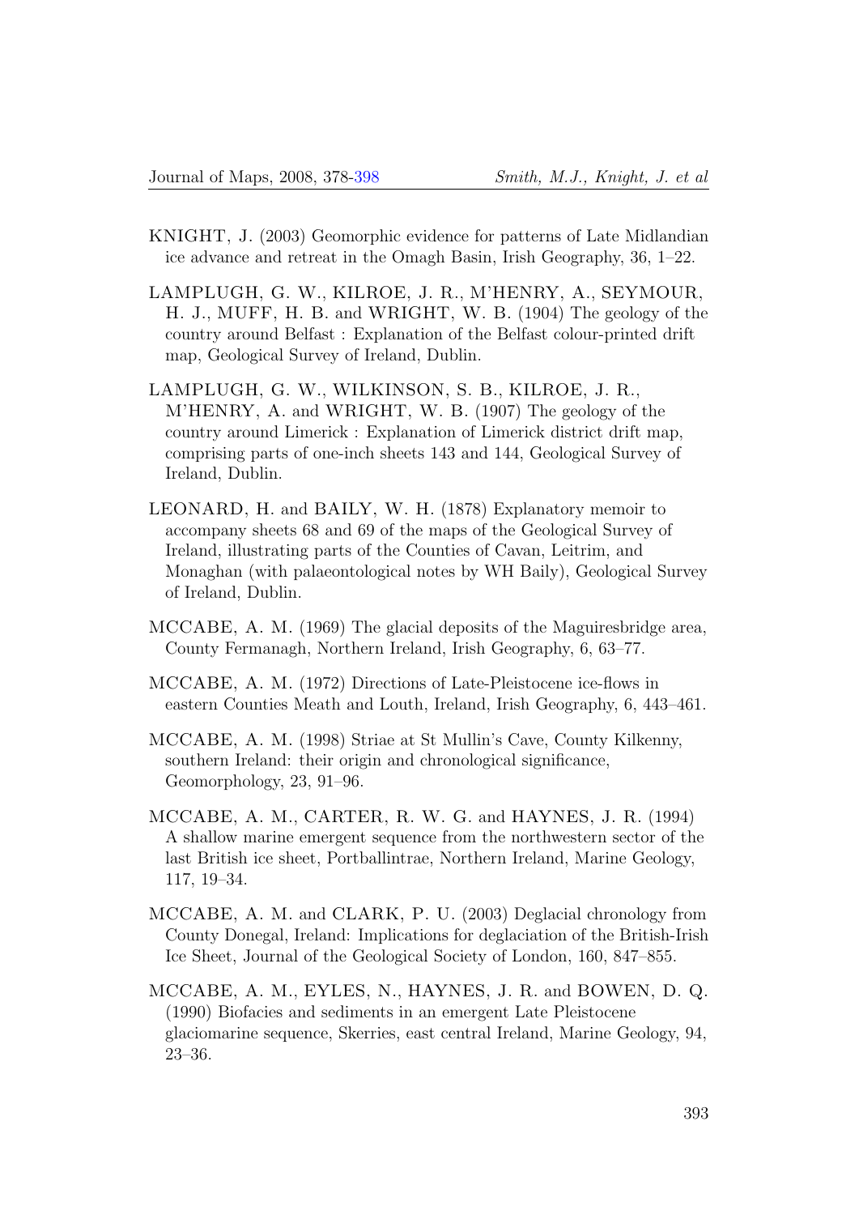KNIGHT, J. (2003) Geomorphic evidence for patterns of Late Midlandian ice advance and retreat in the Omagh Basin, Irish Geography, 36, 1–22.

LAMPLUGH, G. W., KILROE, J. R., M'HENRY, A., SEYMOUR, H. J., MUFF, H. B. and WRIGHT, W. B. (1904) The geology of the country around Belfast : Explanation of the Belfast colour-printed drift map, Geological Survey of Ireland, Dublin.

LAMPLUGH, G. W., WILKINSON, S. B., KILROE, J. R., M'HENRY, A. and WRIGHT, W. B. (1907) The geology of the country around Limerick : Explanation of Limerick district drift map, comprising parts of one-inch sheets 143 and 144, Geological Survey of Ireland, Dublin.

LEONARD, H. and BAILY, W. H. (1878) Explanatory memoir to accompany sheets 68 and 69 of the maps of the Geological Survey of Ireland, illustrating parts of the Counties of Cavan, Leitrim, and Monaghan (with palaeontological notes by WH Baily), Geological Survey of Ireland, Dublin.

MCCABE, A. M. (1969) The glacial deposits of the Maguiresbridge area, County Fermanagh, Northern Ireland, Irish Geography, 6, 63–77.

MCCABE, A. M. (1972) Directions of Late-Pleistocene ice-flows in eastern Counties Meath and Louth, Ireland, Irish Geography, 6, 443–461.

MCCABE, A. M. (1998) Striae at St Mullin's Cave, County Kilkenny, southern Ireland: their origin and chronological significance, Geomorphology, 23, 91–96.

MCCABE, A. M., CARTER, R. W. G. and HAYNES, J. R. (1994) A shallow marine emergent sequence from the northwestern sector of the last British ice sheet, Portballintrae, Northern Ireland, Marine Geology, 117, 19–34.

MCCABE, A. M. and CLARK, P. U. (2003) Deglacial chronology from County Donegal, Ireland: Implications for deglaciation of the British-Irish Ice Sheet, Journal of the Geological Society of London, 160, 847–855.

MCCABE, A. M., EYLES, N., HAYNES, J. R. and BOWEN, D. Q. (1990) Biofacies and sediments in an emergent Late Pleistocene glaciomarine sequence, Skerries, east central Ireland, Marine Geology, 94, 23–36.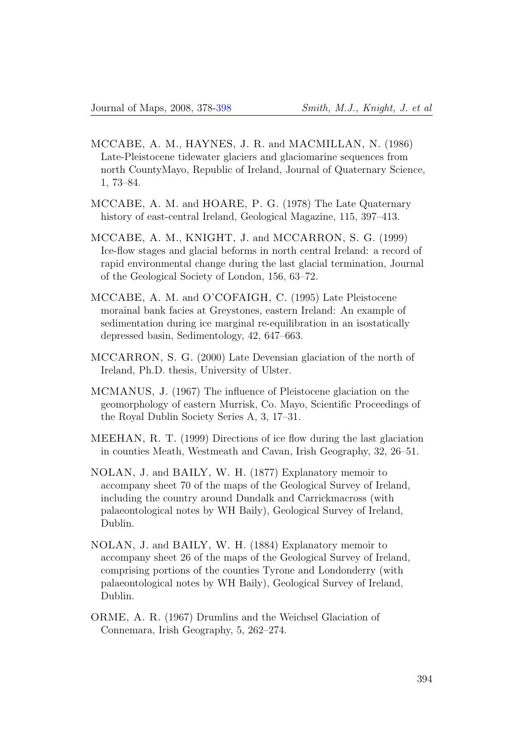MCCABE, A. M., HAYNES, J. R. and MACMILLAN, N. (1986) Late-Pleistocene tidewater glaciers and glaciomarine sequences from north CountyMayo, Republic of Ireland, Journal of Quaternary Science, 1, 73–84.

MCCABE, A. M. and HOARE, P. G. (1978) The Late Quaternary history of east-central Ireland, Geological Magazine, 115, 397–413.

MCCABE, A. M., KNIGHT, J. and MCCARRON, S. G. (1999) Ice-flow stages and glacial beforms in north central Ireland: a record of rapid environmental change during the last glacial termination, Journal of the Geological Society of London, 156, 63–72.

MCCABE, A. M. and O'COFAIGH, C. (1995) Late Pleistocene morainal bank facies at Greystones, eastern Ireland: An example of sedimentation during ice marginal re-equilibration in an isostatically depressed basin, Sedimentology, 42, 647–663.

MCCARRON, S. G. (2000) Late Devensian glaciation of the north of Ireland, Ph.D. thesis, University of Ulster.

MCMANUS, J. (1967) The influence of Pleistocene glaciation on the geomorphology of eastern Murrisk, Co. Mayo, Scientific Proceedings of the Royal Dublin Society Series A, 3, 17–31.

MEEHAN, R. T. (1999) Directions of ice flow during the last glaciation in counties Meath, Westmeath and Cavan, Irish Geography, 32, 26–51.

NOLAN, J. and BAILY, W. H. (1877) Explanatory memoir to accompany sheet 70 of the maps of the Geological Survey of Ireland, including the country around Dundalk and Carrickmacross (with palaeontological notes by WH Baily), Geological Survey of Ireland, Dublin.

NOLAN, J. and BAILY, W. H. (1884) Explanatory memoir to accompany sheet 26 of the maps of the Geological Survey of Ireland, comprising portions of the counties Tyrone and Londonderry (with palaeontological notes by WH Baily), Geological Survey of Ireland, Dublin.

ORME, A. R. (1967) Drumlins and the Weichsel Glaciation of Connemara, Irish Geography, 5, 262–274.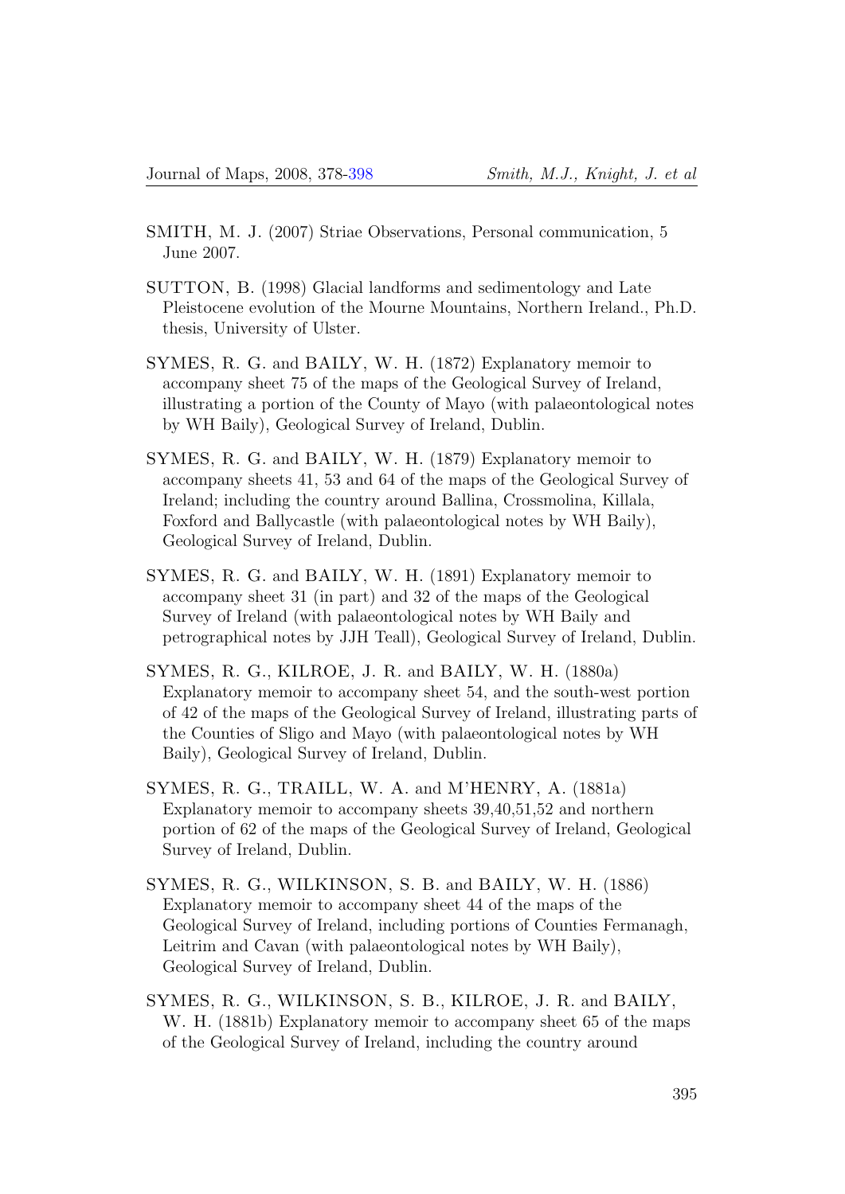SMITH, M. J. (2007) Striae Observations, Personal communication, 5 June 2007.

SUTTON, B. (1998) Glacial landforms and sedimentology and Late Pleistocene evolution of the Mourne Mountains, Northern Ireland., Ph.D. thesis, University of Ulster.

SYMES, R. G. and BAILY, W. H. (1872) Explanatory memoir to accompany sheet 75 of the maps of the Geological Survey of Ireland, illustrating a portion of the County of Mayo (with palaeontological notes by WH Baily), Geological Survey of Ireland, Dublin.

SYMES, R. G. and BAILY, W. H. (1879) Explanatory memoir to accompany sheets 41, 53 and 64 of the maps of the Geological Survey of Ireland; including the country around Ballina, Crossmolina, Killala, Foxford and Ballycastle (with palaeontological notes by WH Baily), Geological Survey of Ireland, Dublin.

SYMES, R. G. and BAILY, W. H. (1891) Explanatory memoir to accompany sheet 31 (in part) and 32 of the maps of the Geological Survey of Ireland (with palaeontological notes by WH Baily and petrographical notes by JJH Teall), Geological Survey of Ireland, Dublin.

SYMES, R. G., KILROE, J. R. and BAILY, W. H. (1880a) Explanatory memoir to accompany sheet 54, and the south-west portion of 42 of the maps of the Geological Survey of Ireland, illustrating parts of the Counties of Sligo and Mayo (with palaeontological notes by WH Baily), Geological Survey of Ireland, Dublin.

SYMES, R. G., TRAILL, W. A. and M'HENRY, A. (1881a) Explanatory memoir to accompany sheets 39,40,51,52 and northern portion of 62 of the maps of the Geological Survey of Ireland, Geological Survey of Ireland, Dublin.

SYMES, R. G., WILKINSON, S. B. and BAILY, W. H. (1886) Explanatory memoir to accompany sheet 44 of the maps of the Geological Survey of Ireland, including portions of Counties Fermanagh, Leitrim and Cavan (with palaeontological notes by WH Baily), Geological Survey of Ireland, Dublin.

SYMES, R. G., WILKINSON, S. B., KILROE, J. R. and BAILY, W. H. (1881b) Explanatory memoir to accompany sheet 65 of the maps of the Geological Survey of Ireland, including the country around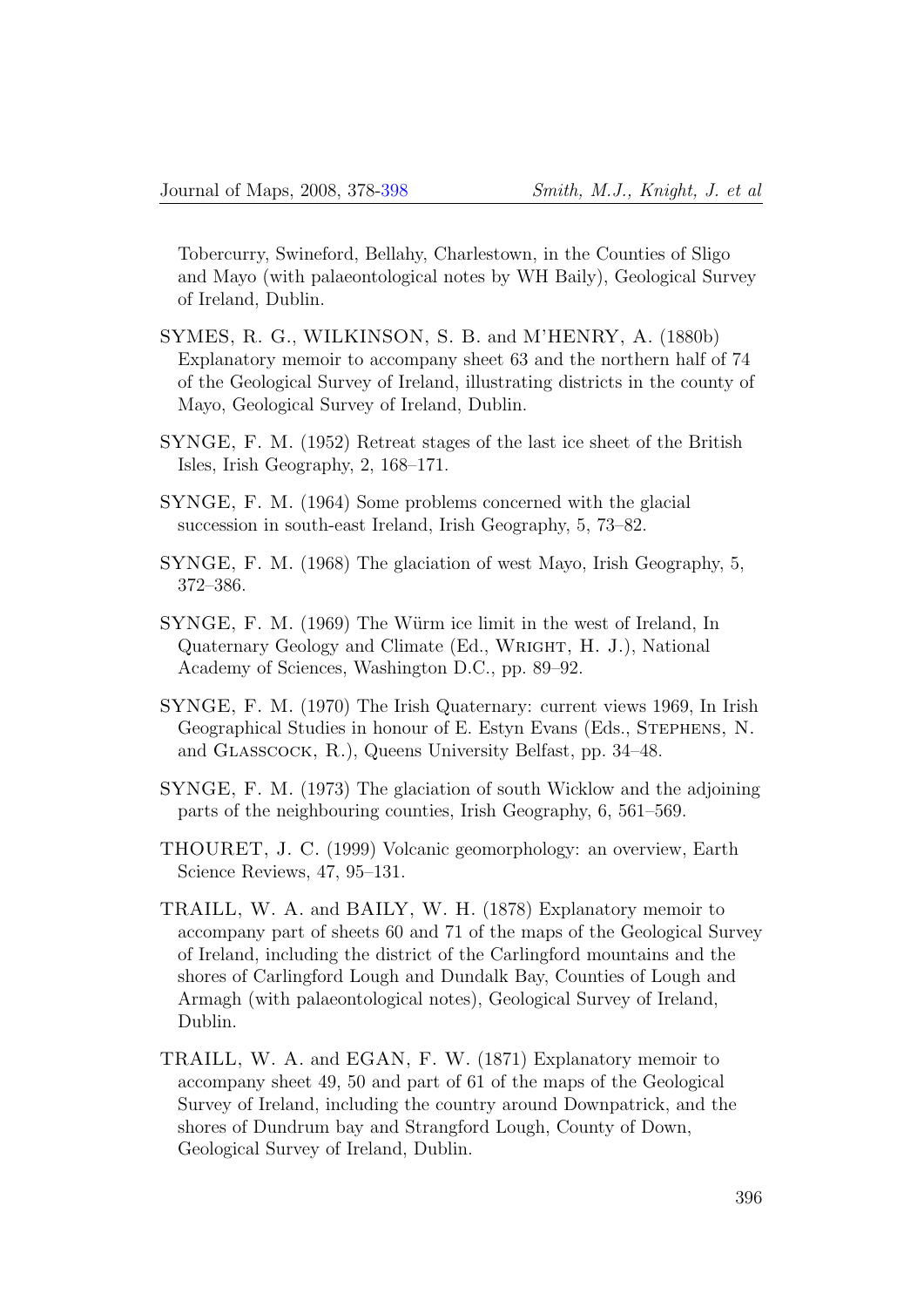Tobercurry, Swineford, Bellahy, Charlestown, in the Counties of Sligo and Mayo (with palaeontological notes by WH Baily), Geological Survey of Ireland, Dublin.

SYMES, R. G., WILKINSON, S. B. and M'HENRY, A. (1880b) Explanatory memoir to accompany sheet 63 and the northern half of 74 of the Geological Survey of Ireland, illustrating districts in the county of Mayo, Geological Survey of Ireland, Dublin.

SYNGE, F. M. (1952) Retreat stages of the last ice sheet of the British Isles, Irish Geography, 2, 168–171.

SYNGE, F. M. (1964) Some problems concerned with the glacial succession in south-east Ireland, Irish Geography, 5, 73–82.

SYNGE, F. M. (1968) The glaciation of west Mayo, Irish Geography, 5, 372–386.

SYNGE, F. M. (1969) The Würm ice limit in the west of Ireland, In Quaternary Geology and Climate (Ed., Wright, H. J.), National Academy of Sciences, Washington D.C., pp. 89–92.

SYNGE, F. M. (1970) The Irish Quaternary: current views 1969, In Irish Geographical Studies in honour of E. Estyn Evans (Eds., Stephens, N. and Glasscock, R.), Queens University Belfast, pp. 34–48.

SYNGE, F. M. (1973) The glaciation of south Wicklow and the adjoining parts of the neighbouring counties, Irish Geography, 6, 561–569.

THOURET, J. C. (1999) Volcanic geomorphology: an overview, Earth Science Reviews, 47, 95–131.

TRAILL, W. A. and BAILY, W. H. (1878) Explanatory memoir to accompany part of sheets 60 and 71 of the maps of the Geological Survey of Ireland, including the district of the Carlingford mountains and the shores of Carlingford Lough and Dundalk Bay, Counties of Lough and Armagh (with palaeontological notes), Geological Survey of Ireland, Dublin.

TRAILL, W. A. and EGAN, F. W. (1871) Explanatory memoir to accompany sheet 49, 50 and part of 61 of the maps of the Geological Survey of Ireland, including the country around Downpatrick, and the shores of Dundrum bay and Strangford Lough, County of Down, Geological Survey of Ireland, Dublin.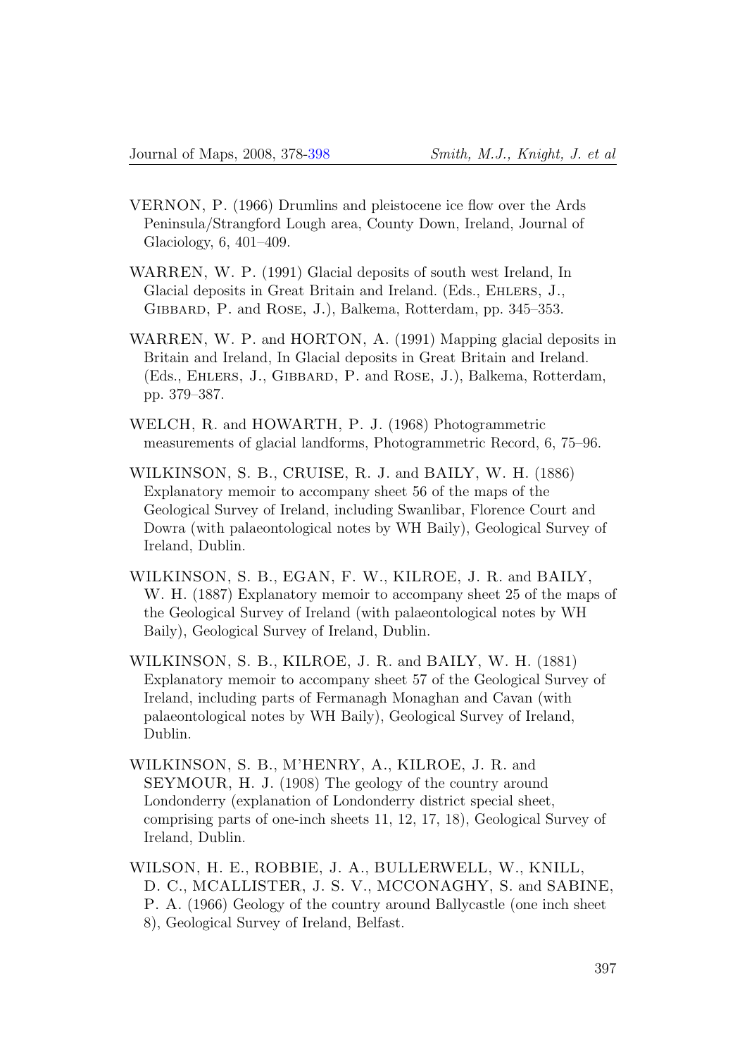VERNON, P. (1966) Drumlins and pleistocene ice flow over the Ards Peninsula/Strangford Lough area, County Down, Ireland, Journal of Glaciology, 6, 401–409.

WARREN, W. P. (1991) Glacial deposits of south west Ireland, In Glacial deposits in Great Britain and Ireland. (Eds., Ehlers, J., Gibbard, P. and Rose, J.), Balkema, Rotterdam, pp. 345–353.

WARREN, W. P. and HORTON, A. (1991) Mapping glacial deposits in Britain and Ireland, In Glacial deposits in Great Britain and Ireland. (Eds., Ehlers, J., Gibbard, P. and Rose, J.), Balkema, Rotterdam, pp. 379–387.

WELCH, R. and HOWARTH, P. J. (1968) Photogrammetric measurements of glacial landforms, Photogrammetric Record, 6, 75–96.

WILKINSON, S. B., CRUISE, R. J. and BAILY, W. H. (1886) Explanatory memoir to accompany sheet 56 of the maps of the Geological Survey of Ireland, including Swanlibar, Florence Court and Dowra (with palaeontological notes by WH Baily), Geological Survey of Ireland, Dublin.

WILKINSON, S. B., EGAN, F. W., KILROE, J. R. and BAILY, W. H. (1887) Explanatory memoir to accompany sheet 25 of the maps of the Geological Survey of Ireland (with palaeontological notes by WH Baily), Geological Survey of Ireland, Dublin.

WILKINSON, S. B., KILROE, J. R. and BAILY, W. H. (1881) Explanatory memoir to accompany sheet 57 of the Geological Survey of Ireland, including parts of Fermanagh Monaghan and Cavan (with palaeontological notes by WH Baily), Geological Survey of Ireland, Dublin.

WILKINSON, S. B., M'HENRY, A., KILROE, J. R. and SEYMOUR, H. J. (1908) The geology of the country around Londonderry (explanation of Londonderry district special sheet, comprising parts of one-inch sheets 11, 12, 17, 18), Geological Survey of Ireland, Dublin.

WILSON, H. E., ROBBIE, J. A., BULLERWELL, W., KNILL, D. C., MCALLISTER, J. S. V., MCCONAGHY, S. and SABINE, P. A. (1966) Geology of the country around Ballycastle (one inch sheet 8), Geological Survey of Ireland, Belfast.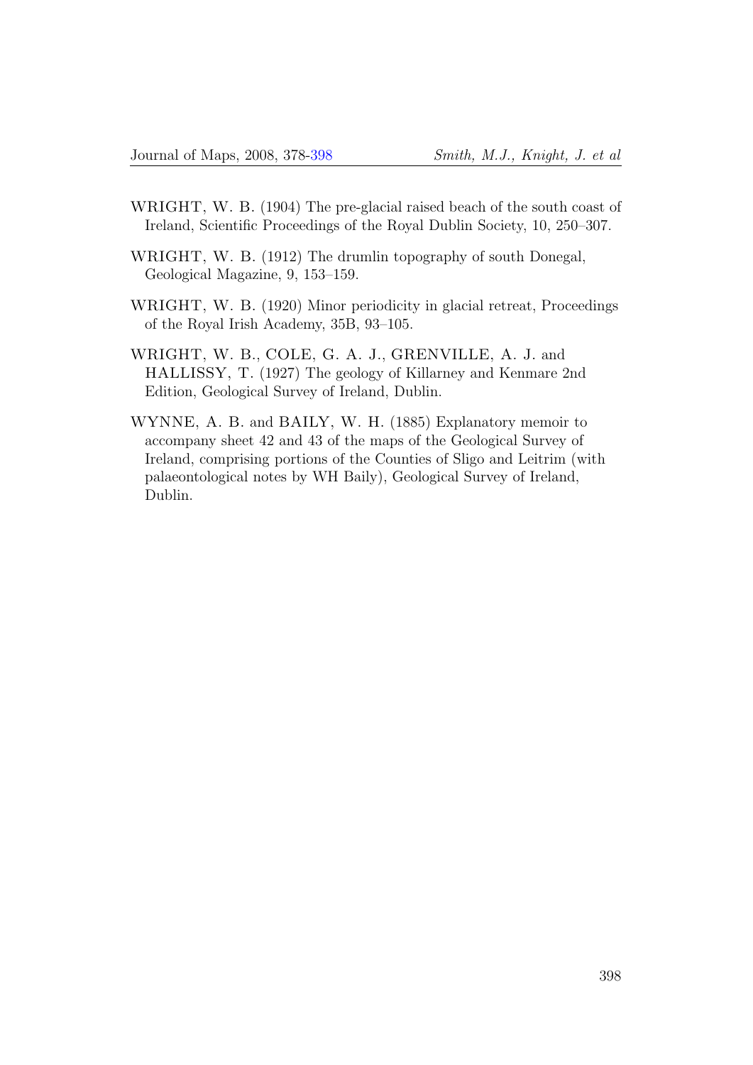WRIGHT, W. B. (1904) The pre-glacial raised beach of the south coast of Ireland, Scientific Proceedings of the Royal Dublin Society, 10, 250–307.

WRIGHT, W. B. (1912) The drumlin topography of south Donegal, Geological Magazine, 9, 153–159.

WRIGHT, W. B. (1920) Minor periodicity in glacial retreat, Proceedings of the Royal Irish Academy, 35B, 93–105.

WRIGHT, W. B., COLE, G. A. J., GRENVILLE, A. J. and HALLISSY, T. (1927) The geology of Killarney and Kenmare 2nd Edition, Geological Survey of Ireland, Dublin.

WYNNE, A. B. and BAILY, W. H. (1885) Explanatory memoir to accompany sheet 42 and 43 of the maps of the Geological Survey of Ireland, comprising portions of the Counties of Sligo and Leitrim (with palaeontological notes by WH Baily), Geological Survey of Ireland, Dublin.